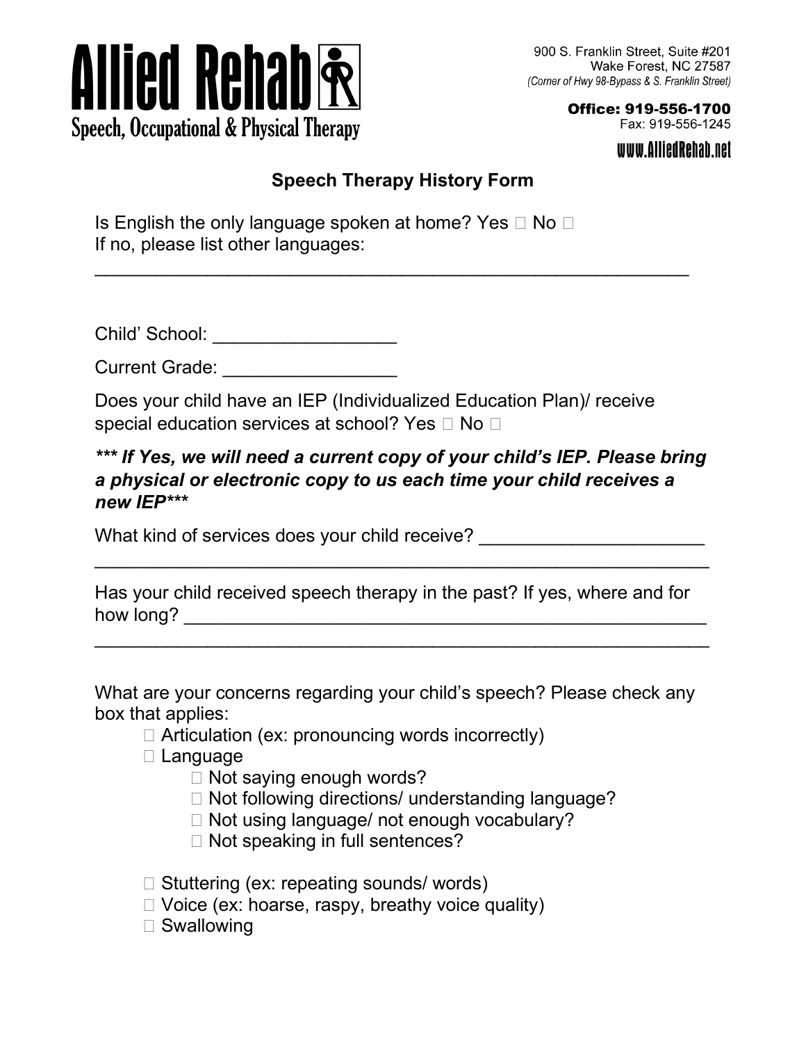# Allied Rehab

**Speech, Occupational & Physical Therapy**

900 S. Franklin Street, Suite #201
Wake Forest, NC 27587
*(Corner of Hwy 98-Bypass & S. Franklin Street)*

**Office: 919-556-1700**
Fax: 919-556-1245

**www.AlliedRehab.net**

## Speech Therapy History Form

Is English the only language spoken at home? Yes ☐ No ☐
If no, please list other languages:
____________________________________________________________

Child' School: __________________

Current Grade: _________________

Does your child have an IEP (Individualized Education Plan)/ receive special education services at school? Yes ☐ No ☐

***\*\*\* If Yes, we will need a current copy of your child's IEP. Please bring a physical or electronic copy to us each time your child receives a new IEP\*\*\****

What kind of services does your child receive? ______________________
______________________________________________________________

Has your child received speech therapy in the past? If yes, where and for how long? _____________________________________________________
______________________________________________________________

What are your concerns regarding your child's speech? Please check any box that applies:

- ☐ Articulation (ex: pronouncing words incorrectly)
- ☐ Language
    - ☐ Not saying enough words?
    - ☐ Not following directions/ understanding language?
    - ☐ Not using language/ not enough vocabulary?
    - ☐ Not speaking in full sentences?

- ☐ Stuttering (ex: repeating sounds/ words)
- ☐ Voice (ex: hoarse, raspy, breathy voice quality)
- ☐ Swallowing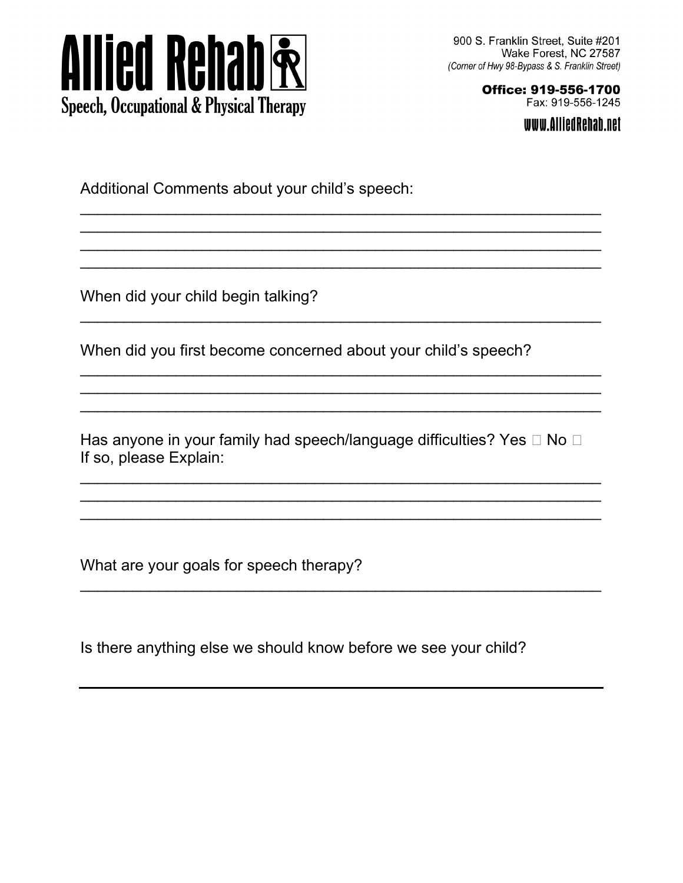Additional Comments about your child's speech:

______________________________________________________________
______________________________________________________________
______________________________________________________________
______________________________________________________________

When did your child begin talking?

______________________________________________________________

When did you first become concerned about your child's speech?

______________________________________________________________
______________________________________________________________
______________________________________________________________

Has anyone in your family had speech/language difficulties? Yes ☐ No ☐

If so, please Explain:

______________________________________________________________
______________________________________________________________
______________________________________________________________

What are your goals for speech therapy?

______________________________________________________________

Is there anything else we should know before we see your child?

______________________________________________________________